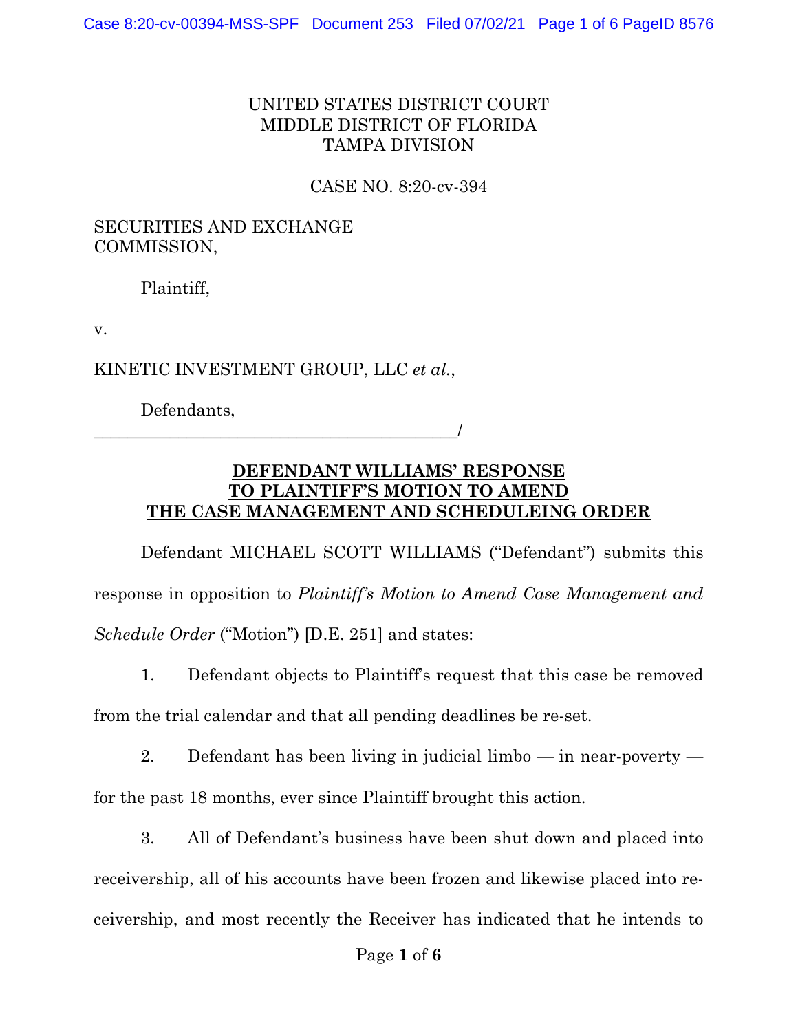UNITED STATES DISTRICT COURT
MIDDLE DISTRICT OF FLORIDA
TAMPA DIVISION

CASE NO. 8:20-cv-394

SECURITIES AND EXCHANGE COMMISSION,

Plaintiff,

v.

KINETIC INVESTMENT GROUP, LLC *et al.*,

Defendants,
_____________________________________________/

**DEFENDANT WILLIAMS' RESPONSE TO PLAINTIFF'S MOTION TO AMEND THE CASE MANAGEMENT AND SCHEDULEING ORDER**

Defendant MICHAEL SCOTT WILLIAMS ("Defendant") submits this response in opposition to *Plaintiff's Motion to Amend Case Management and Schedule Order* ("Motion") [D.E. 251] and states:

1. Defendant objects to Plaintiff's request that this case be removed from the trial calendar and that all pending deadlines be re-set.

2. Defendant has been living in judicial limbo — in near-poverty — for the past 18 months, ever since Plaintiff brought this action.

3. All of Defendant's business have been shut down and placed into receivership, all of his accounts have been frozen and likewise placed into receivership, and most recently the Receiver has indicated that he intends to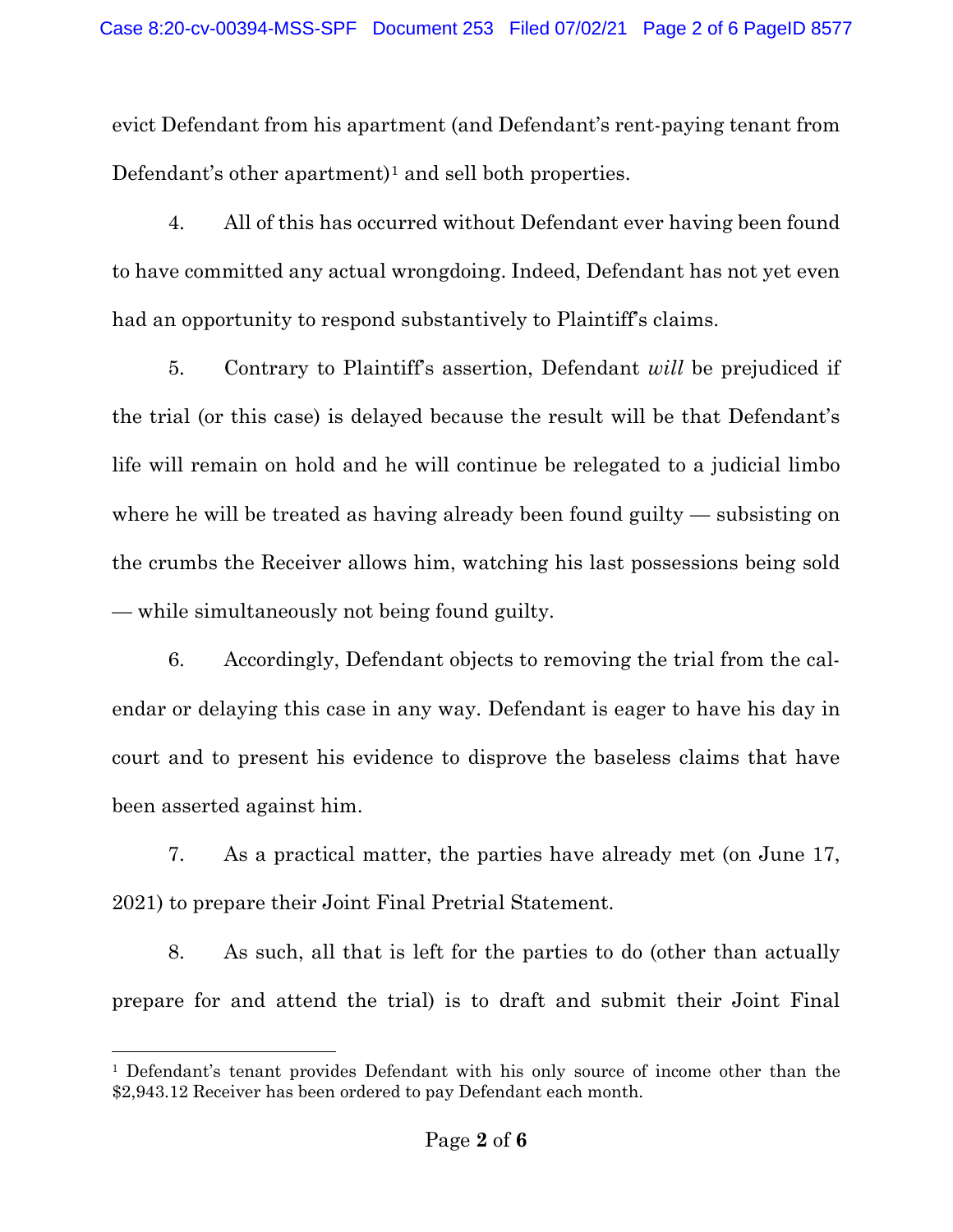evict Defendant from his apartment (and Defendant's rent-paying tenant from Defendant's other apartment)[1] and sell both properties.

4. All of this has occurred without Defendant ever having been found to have committed any actual wrongdoing. Indeed, Defendant has not yet even had an opportunity to respond substantively to Plaintiff's claims.

5. Contrary to Plaintiff's assertion, Defendant *will* be prejudiced if the trial (or this case) is delayed because the result will be that Defendant's life will remain on hold and he will continue be relegated to a judicial limbo where he will be treated as having already been found guilty — subsisting on the crumbs the Receiver allows him, watching his last possessions being sold — while simultaneously not being found guilty.

6. Accordingly, Defendant objects to removing the trial from the calendar or delaying this case in any way. Defendant is eager to have his day in court and to present his evidence to disprove the baseless claims that have been asserted against him.

7. As a practical matter, the parties have already met (on June 17, 2021) to prepare their Joint Final Pretrial Statement.

8. As such, all that is left for the parties to do (other than actually prepare for and attend the trial) is to draft and submit their Joint Final

---

[1] Defendant's tenant provides Defendant with his only source of income other than the $2,943.12 Receiver has been ordered to pay Defendant each month.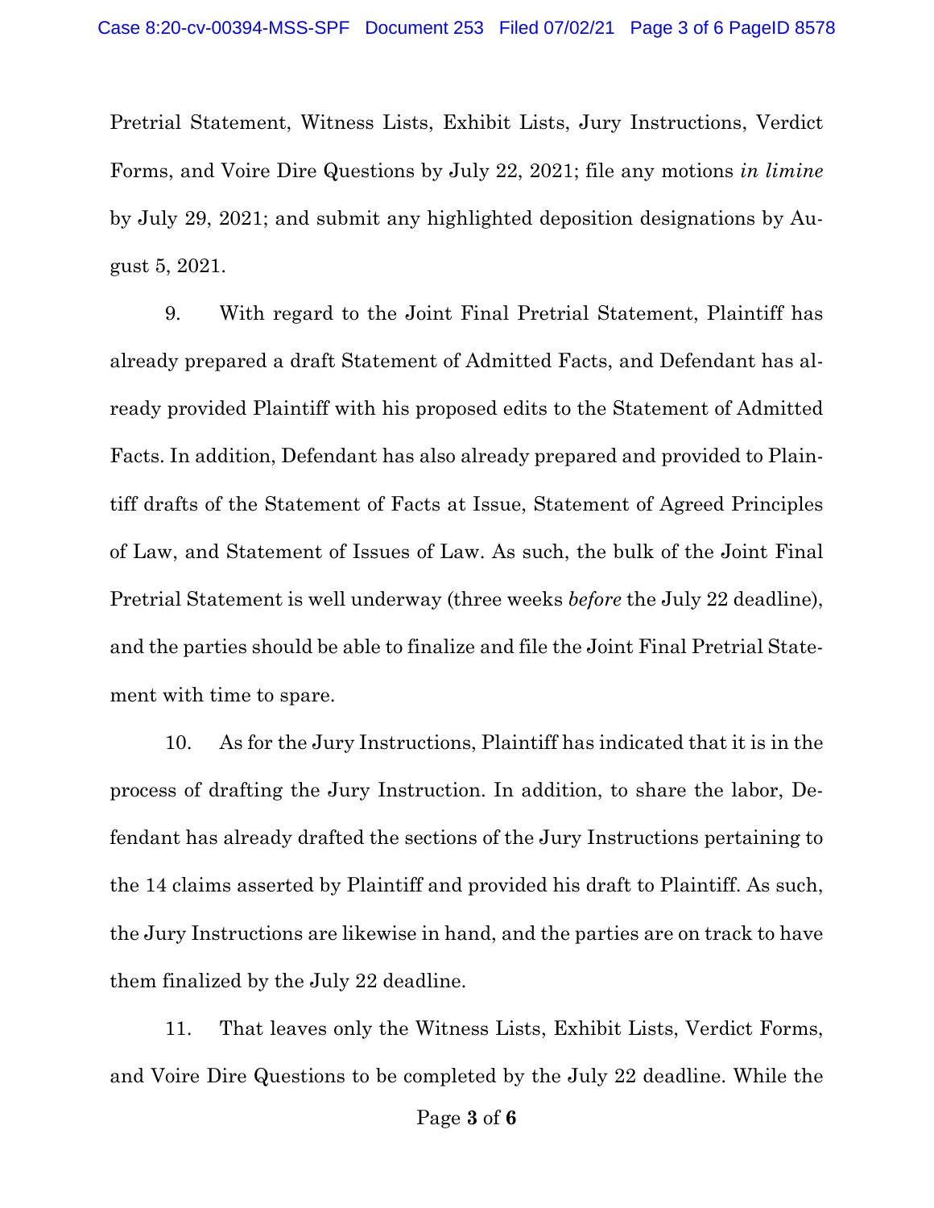Pretrial Statement, Witness Lists, Exhibit Lists, Jury Instructions, Verdict Forms, and Voire Dire Questions by July 22, 2021; file any motions *in limine* by July 29, 2021; and submit any highlighted deposition designations by August 5, 2021.

9. With regard to the Joint Final Pretrial Statement, Plaintiff has already prepared a draft Statement of Admitted Facts, and Defendant has already provided Plaintiff with his proposed edits to the Statement of Admitted Facts. In addition, Defendant has also already prepared and provided to Plaintiff drafts of the Statement of Facts at Issue, Statement of Agreed Principles of Law, and Statement of Issues of Law. As such, the bulk of the Joint Final Pretrial Statement is well underway (three weeks *before* the July 22 deadline), and the parties should be able to finalize and file the Joint Final Pretrial Statement with time to spare.

10. As for the Jury Instructions, Plaintiff has indicated that it is in the process of drafting the Jury Instruction. In addition, to share the labor, Defendant has already drafted the sections of the Jury Instructions pertaining to the 14 claims asserted by Plaintiff and provided his draft to Plaintiff. As such, the Jury Instructions are likewise in hand, and the parties are on track to have them finalized by the July 22 deadline.

11. That leaves only the Witness Lists, Exhibit Lists, Verdict Forms, and Voire Dire Questions to be completed by the July 22 deadline. While the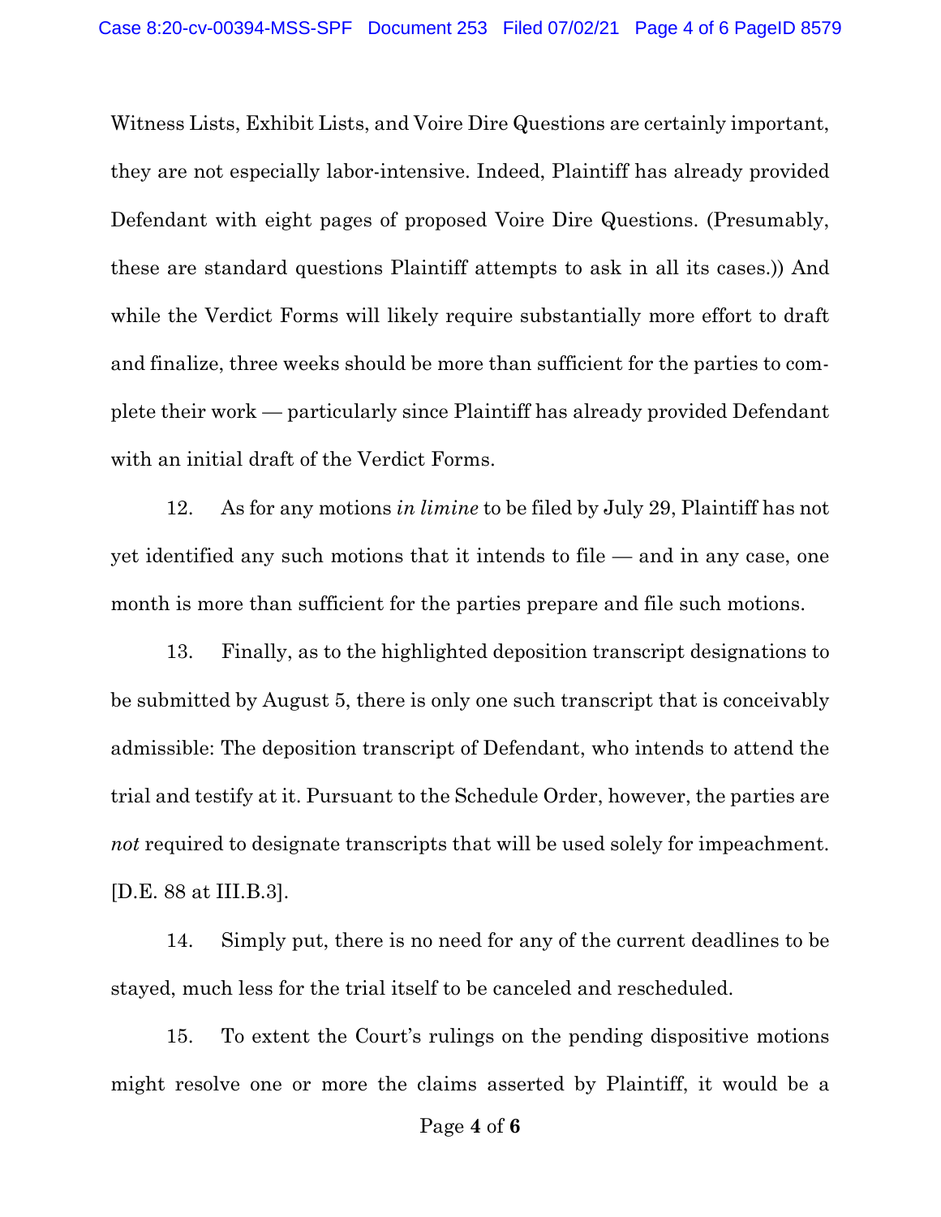Witness Lists, Exhibit Lists, and Voire Dire Questions are certainly important, they are not especially labor-intensive. Indeed, Plaintiff has already provided Defendant with eight pages of proposed Voire Dire Questions. (Presumably, these are standard questions Plaintiff attempts to ask in all its cases.)) And while the Verdict Forms will likely require substantially more effort to draft and finalize, three weeks should be more than sufficient for the parties to complete their work — particularly since Plaintiff has already provided Defendant with an initial draft of the Verdict Forms.

12. As for any motions *in limine* to be filed by July 29, Plaintiff has not yet identified any such motions that it intends to file — and in any case, one month is more than sufficient for the parties prepare and file such motions.

13. Finally, as to the highlighted deposition transcript designations to be submitted by August 5, there is only one such transcript that is conceivably admissible: The deposition transcript of Defendant, who intends to attend the trial and testify at it. Pursuant to the Schedule Order, however, the parties are *not* required to designate transcripts that will be used solely for impeachment. [D.E. 88 at III.B.3].

14. Simply put, there is no need for any of the current deadlines to be stayed, much less for the trial itself to be canceled and rescheduled.

15. To extent the Court's rulings on the pending dispositive motions might resolve one or more the claims asserted by Plaintiff, it would be a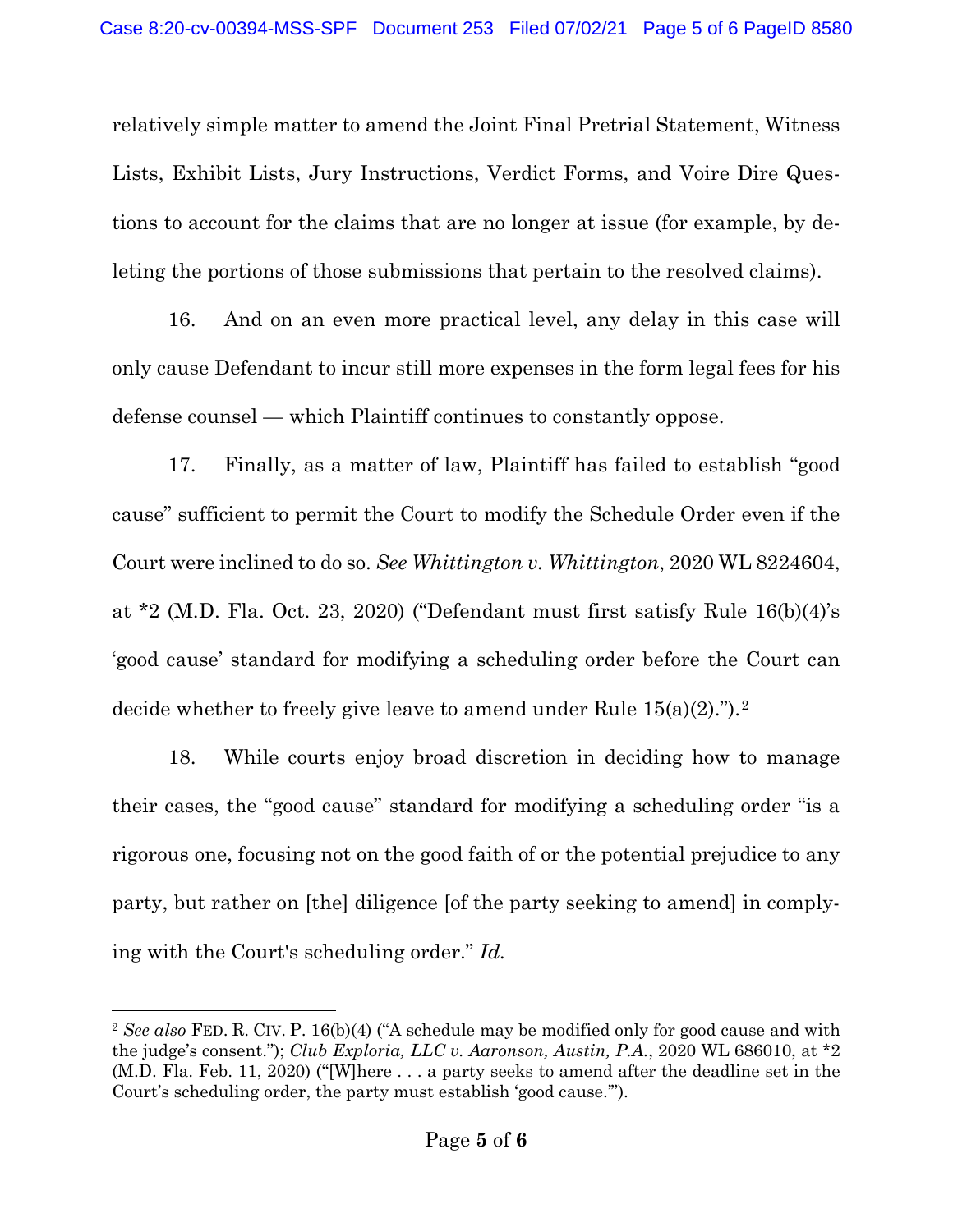relatively simple matter to amend the Joint Final Pretrial Statement, Witness Lists, Exhibit Lists, Jury Instructions, Verdict Forms, and Voire Dire Questions to account for the claims that are no longer at issue (for example, by deleting the portions of those submissions that pertain to the resolved claims).

16. And on an even more practical level, any delay in this case will only cause Defendant to incur still more expenses in the form legal fees for his defense counsel — which Plaintiff continues to constantly oppose.

17. Finally, as a matter of law, Plaintiff has failed to establish "good cause" sufficient to permit the Court to modify the Schedule Order even if the Court were inclined to do so. *See Whittington v. Whittington*, 2020 WL 8224604, at *2 (M.D. Fla. Oct. 23, 2020) ("Defendant must first satisfy Rule 16(b)(4)'s 'good cause' standard for modifying a scheduling order before the Court can decide whether to freely give leave to amend under Rule 15(a)(2).").[2]

18. While courts enjoy broad discretion in deciding how to manage their cases, the "good cause" standard for modifying a scheduling order "is a rigorous one, focusing not on the good faith of or the potential prejudice to any party, but rather on [the] diligence [of the party seeking to amend] in complying with the Court's scheduling order." *Id.*

---

[2] *See also* FED. R. CIV. P. 16(b)(4) ("A schedule may be modified only for good cause and with the judge's consent."); *Club Exploria, LLC v. Aaronson, Austin, P.A.*, 2020 WL 686010, at *2 (M.D. Fla. Feb. 11, 2020) ("[W]here . . . a party seeks to amend after the deadline set in the Court's scheduling order, the party must establish 'good cause.'").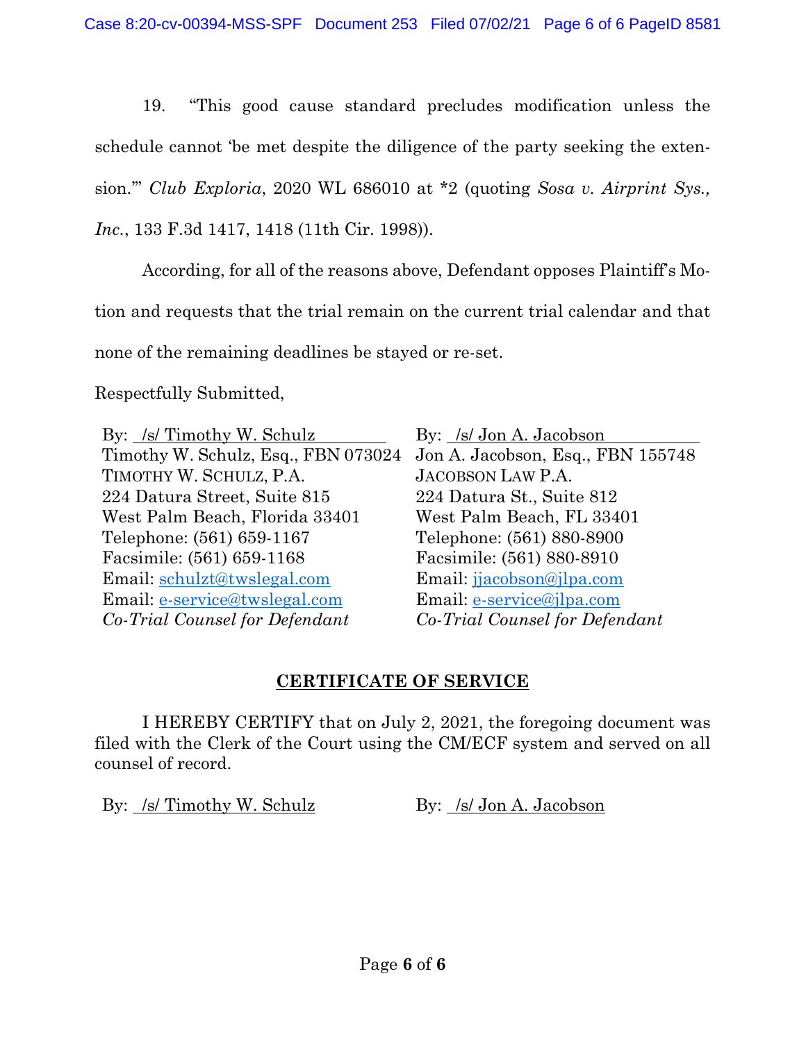19. "This good cause standard precludes modification unless the schedule cannot 'be met despite the diligence of the party seeking the extension.'" *Club Exploria*, 2020 WL 686010 at *2 (quoting *Sosa v. Airprint Sys., Inc.*, 133 F.3d 1417, 1418 (11th Cir. 1998)).

According, for all of the reasons above, Defendant opposes Plaintiff's Motion and requests that the trial remain on the current trial calendar and that none of the remaining deadlines be stayed or re-set.

Respectfully Submitted,

| | |
|---|---|
| By: /s/ Timothy W. Schulz | By: /s/ Jon A. Jacobson |
| Timothy W. Schulz, Esq., FBN 073024 | Jon A. Jacobson, Esq., FBN 155748 |
| TIMOTHY W. SCHULZ, P.A. | JACOBSON LAW P.A. |
| 224 Datura Street, Suite 815 | 224 Datura St., Suite 812 |
| West Palm Beach, Florida 33401 | West Palm Beach, FL 33401 |
| Telephone: (561) 659-1167 | Telephone: (561) 880-8900 |
| Facsimile: (561) 659-1168 | Facsimile: (561) 880-8910 |
| Email: schulzt@twslegal.com | Email: jjacobson@jlpa.com |
| Email: e-service@twslegal.com | Email: e-service@jlpa.com |
| *Co-Trial Counsel for Defendant* | *Co-Trial Counsel for Defendant* |

## CERTIFICATE OF SERVICE

I HEREBY CERTIFY that on July 2, 2021, the foregoing document was filed with the Clerk of the Court using the CM/ECF system and served on all counsel of record.

By: /s/ Timothy W. Schulz    By: /s/ Jon A. Jacobson